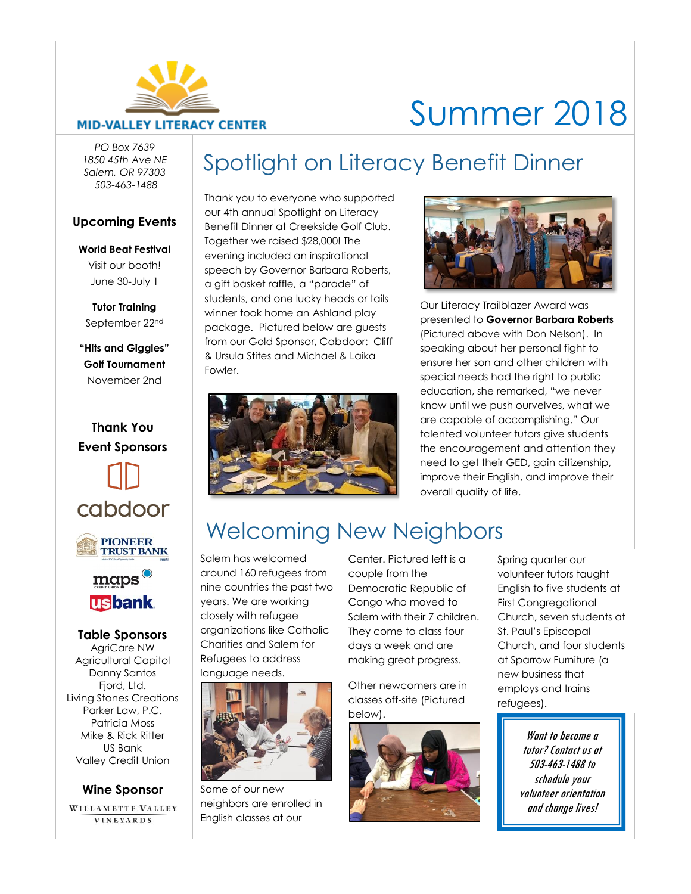MID-VALLEY LITERACY CENTER

# Summer 2018

*PO Box 7639*
*1850 45th Ave NE*
*Salem, OR 97303*
*503-463-1488*

## Upcoming Events

**World Beat Festival**
Visit our booth!
June 30-July 1

**Tutor Training**
September 22nd

**"Hits and Giggles" Golf Tournament**
November 2nd

## Thank You Event Sponsors

cabdoor

Pioneer Trust Bank

maps Credit Union

usbank

## Table Sponsors

AgriCare NW
Agricultural Capitol
Danny Santos
Fjord, Ltd.
Living Stones Creations
Parker Law, P.C.
Patricia Moss
Mike & Rick Ritter
US Bank
Valley Credit Union

## Wine Sponsor

Willamette Valley Vineyards

# Spotlight on Literacy Benefit Dinner

Thank you to everyone who supported our 4th annual Spotlight on Literacy Benefit Dinner at Creekside Golf Club. Together we raised $28,000! The evening included an inspirational speech by Governor Barbara Roberts, a gift basket raffle, a "parade" of students, and one lucky heads or tails winner took home an Ashland play package. Pictured below are guests from our Gold Sponsor, Cabdoor: Cliff & Ursula Stites and Michael & Laika Fowler.

Our Literacy Trailblazer Award was presented to **Governor Barbara Roberts** (Pictured above with Don Nelson). In speaking about her personal fight to ensure her son and other children with special needs had the right to public education, she remarked, "we never know until we push ourselves, what we are capable of accomplishing." Our talented volunteer tutors give students the encouragement and attention they need to get their GED, gain citizenship, improve their English, and improve their overall quality of life.

# Welcoming New Neighbors

Salem has welcomed around 160 refugees from nine countries the past two years. We are working closely with refugee organizations like Catholic Charities and Salem for Refugees to address language needs.

Some of our new neighbors are enrolled in English classes at our Center. Pictured left is a couple from the Democratic Republic of Congo who moved to Salem with their 7 children. They come to class four days a week and are making great progress.

Other newcomers are in classes off-site (Pictured below).

Spring quarter our volunteer tutors taught English to five students at First Congregational Church, seven students at St. Paul's Episcopal Church, and four students at Sparrow Furniture (a new business that employs and trains refugees).

*Want to become a tutor? Contact us at 503-463-1488 to schedule your volunteer orientation and change lives!*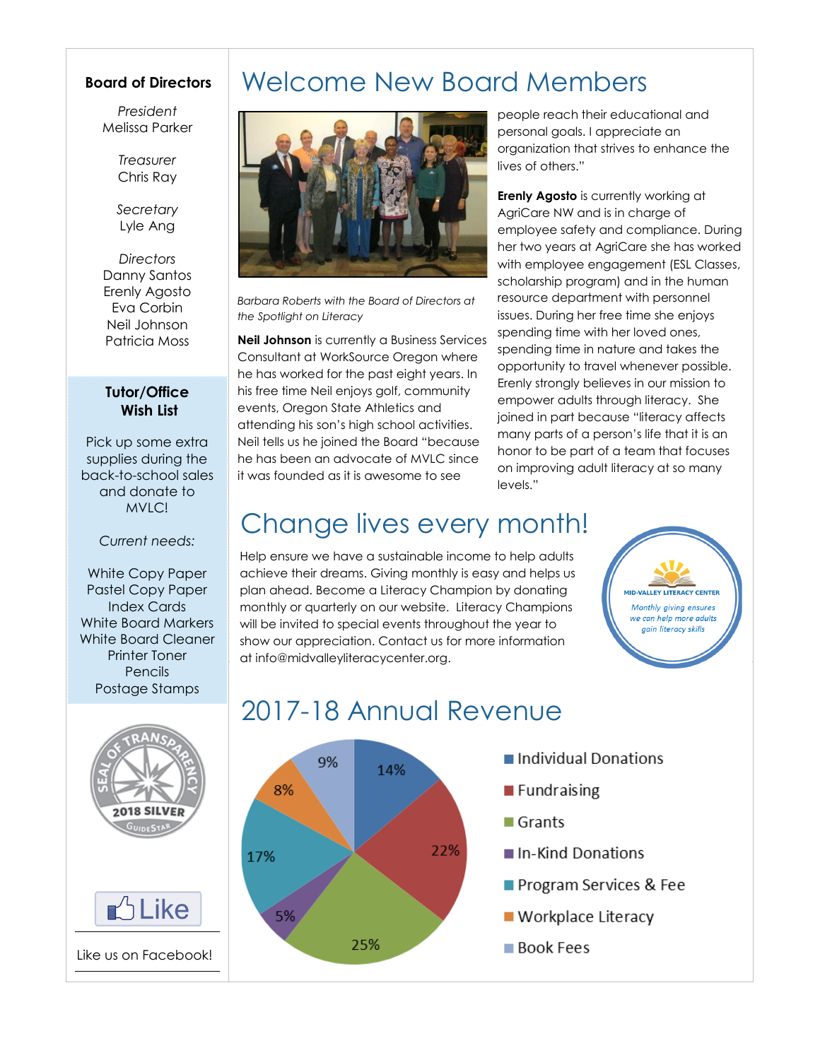**Board of Directors**

*President*
Melissa Parker

*Treasurer*
Chris Ray

*Secretary*
Lyle Ang

*Directors*
Danny Santos
Erenly Agosto
Eva Corbin
Neil Johnson
Patricia Moss

**Tutor/Office Wish List**

Pick up some extra supplies during the back-to-school sales and donate to MVLC!

*Current needs:*

White Copy Paper
Pastel Copy Paper
Index Cards
White Board Markers
White Board Cleaner
Printer Toner
Pencils
Postage Stamps

2018 SILVER
SEAL OF TRANSPARENCY
GUIDESTAR

Like

Like us on Facebook!

# Welcome New Board Members

*Barbara Roberts with the Board of Directors at the Spotlight on Literacy*

**Neil Johnson** is currently a Business Services Consultant at WorkSource Oregon where he has worked for the past eight years. In his free time Neil enjoys golf, community events, Oregon State Athletics and attending his son's high school activities. Neil tells us he joined the Board "because he has been an advocate of MVLC since it was founded as it is awesome to see people reach their educational and personal goals. I appreciate an organization that strives to enhance the lives of others."

**Erenly Agosto** is currently working at AgriCare NW and is in charge of employee safety and compliance. During her two years at AgriCare she has worked with employee engagement (ESL Classes, scholarship program) and in the human resource department with personnel issues. During her free time she enjoys spending time with her loved ones, spending time in nature and takes the opportunity to travel whenever possible. Erenly strongly believes in our mission to empower adults through literacy. She joined in part because "literacy affects many parts of a person's life that it is an honor to be part of a team that focuses on improving adult literacy at so many levels."

# Change lives every month!

Help ensure we have a sustainable income to help adults achieve their dreams. Giving monthly is easy and helps us plan ahead. Become a Literacy Champion by donating monthly or quarterly on our website. Literacy Champions will be invited to special events throughout the year to show our appreciation. Contact us for more information at info@midvalleyliteracycenter.org.

MID-VALLEY LITERACY CENTER
*Monthly giving ensures we can help more adults gain literacy skills*

# 2017-18 Annual Revenue

14%
22%
25%
5%
17%
8%
9%

Individual Donations
Fundraising
Grants
In-Kind Donations
Program Services & Fee
Workplace Literacy
Book Fees